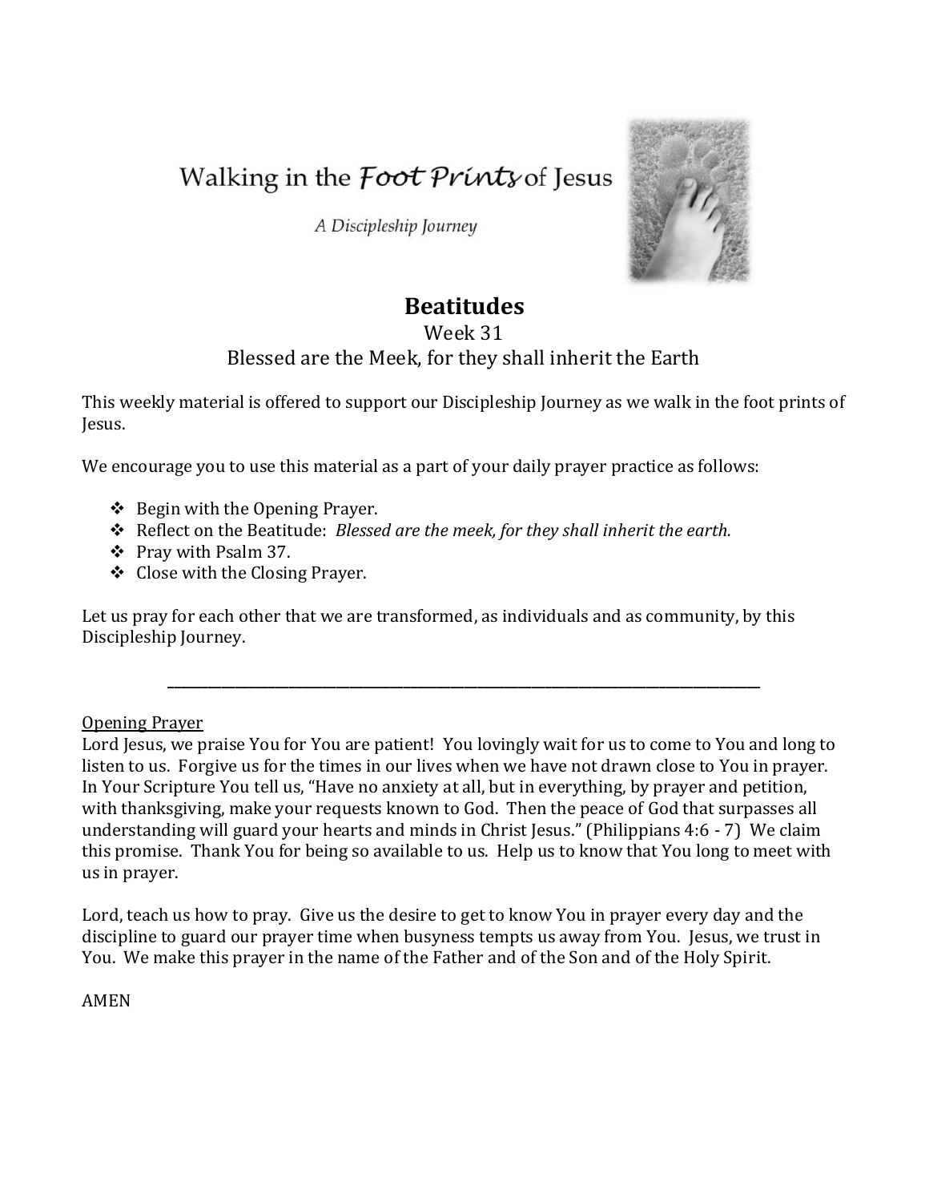# Walking in the *Foot Prints* of Jesus

*A Discipleship Journey*

## Beatitudes

Week 31

Blessed are the Meek, for they shall inherit the Earth

This weekly material is offered to support our Discipleship Journey as we walk in the foot prints of Jesus.

We encourage you to use this material as a part of your daily prayer practice as follows:

- Begin with the Opening Prayer.
- Reflect on the Beatitude: *Blessed are the meek, for they shall inherit the earth.*
- Pray with Psalm 37.
- Close with the Closing Prayer.

Let us pray for each other that we are transformed, as individuals and as community, by this Discipleship Journey.

---

Opening Prayer

Lord Jesus, we praise You for You are patient! You lovingly wait for us to come to You and long to listen to us. Forgive us for the times in our lives when we have not drawn close to You in prayer. In Your Scripture You tell us, "Have no anxiety at all, but in everything, by prayer and petition, with thanksgiving, make your requests known to God. Then the peace of God that surpasses all understanding will guard your hearts and minds in Christ Jesus." (Philippians 4:6 - 7) We claim this promise. Thank You for being so available to us. Help us to know that You long to meet with us in prayer.

Lord, teach us how to pray. Give us the desire to get to know You in prayer every day and the discipline to guard our prayer time when busyness tempts us away from You. Jesus, we trust in You. We make this prayer in the name of the Father and of the Son and of the Holy Spirit.

AMEN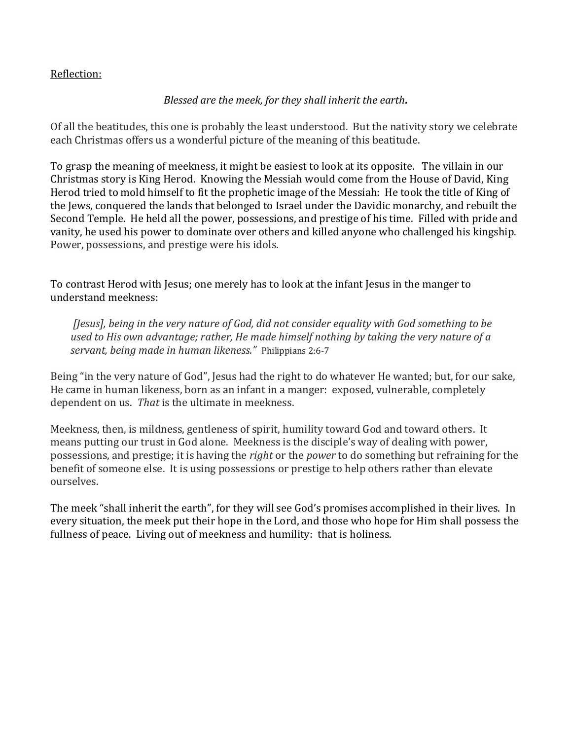Reflection:

*Blessed are the meek, for they shall inherit the earth.*

Of all the beatitudes, this one is probably the least understood. But the nativity story we celebrate each Christmas offers us a wonderful picture of the meaning of this beatitude.

To grasp the meaning of meekness, it might be easiest to look at its opposite. The villain in our Christmas story is King Herod. Knowing the Messiah would come from the House of David, King Herod tried to mold himself to fit the prophetic image of the Messiah: He took the title of King of the Jews, conquered the lands that belonged to Israel under the Davidic monarchy, and rebuilt the Second Temple. He held all the power, possessions, and prestige of his time. Filled with pride and vanity, he used his power to dominate over others and killed anyone who challenged his kingship. Power, possessions, and prestige were his idols.

To contrast Herod with Jesus; one merely has to look at the infant Jesus in the manger to understand meekness:

> *[Jesus], being in the very nature of God, did not consider equality with God something to be used to His own advantage; rather, He made himself nothing by taking the very nature of a servant, being made in human likeness."* Philippians 2:6-7

Being "in the very nature of God", Jesus had the right to do whatever He wanted; but, for our sake, He came in human likeness, born as an infant in a manger: exposed, vulnerable, completely dependent on us. *That* is the ultimate in meekness.

Meekness, then, is mildness, gentleness of spirit, humility toward God and toward others. It means putting our trust in God alone. Meekness is the disciple's way of dealing with power, possessions, and prestige; it is having the *right* or the *power* to do something but refraining for the benefit of someone else. It is using possessions or prestige to help others rather than elevate ourselves.

The meek "shall inherit the earth", for they will see God's promises accomplished in their lives. In every situation, the meek put their hope in the Lord, and those who hope for Him shall possess the fullness of peace. Living out of meekness and humility: that is holiness.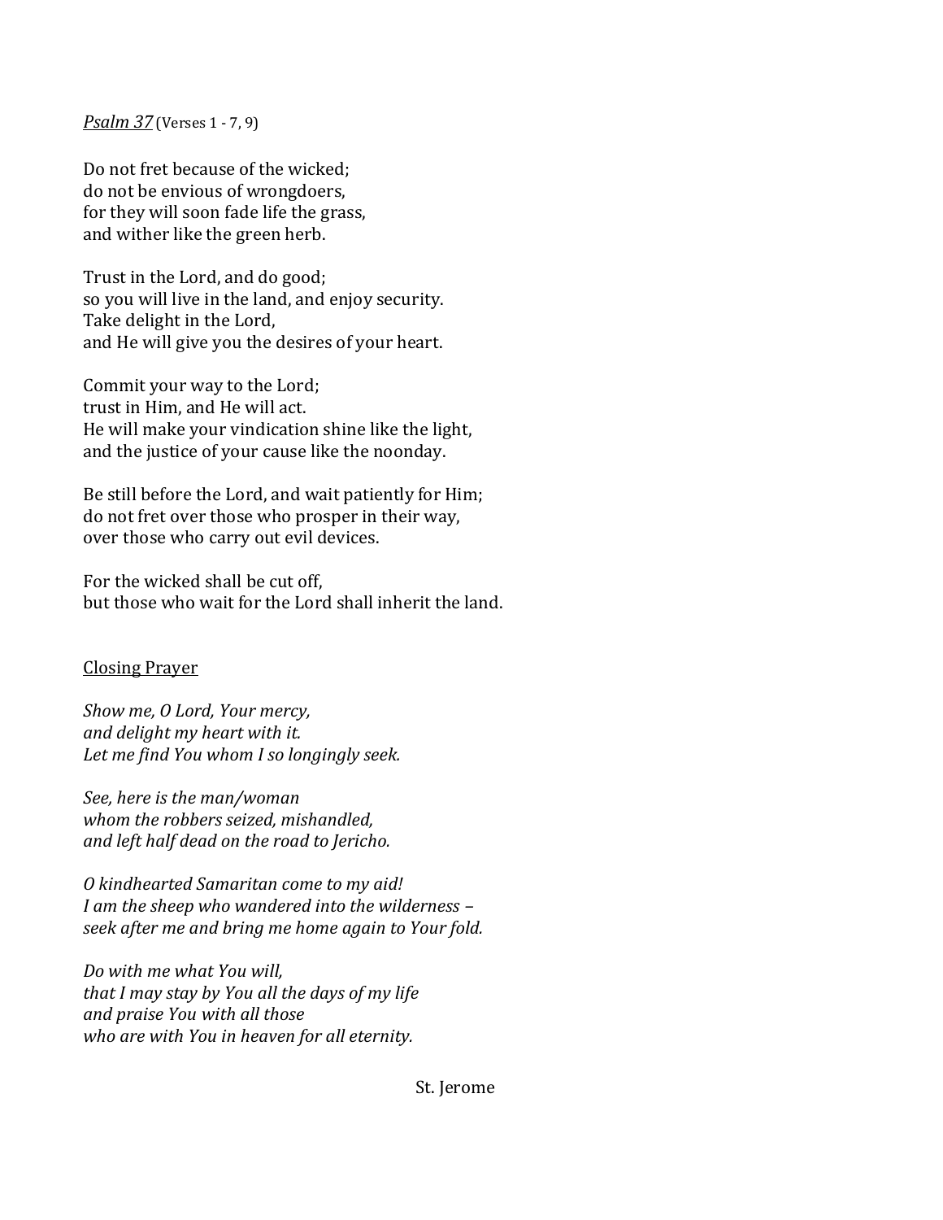*<u>Psalm 37</u>* (Verses 1 - 7, 9)

Do not fret because of the wicked;
do not be envious of wrongdoers,
for they will soon fade life the grass,
and wither like the green herb.

Trust in the Lord, and do good;
so you will live in the land, and enjoy security.
Take delight in the Lord,
and He will give you the desires of your heart.

Commit your way to the Lord;
trust in Him, and He will act.
He will make your vindication shine like the light,
and the justice of your cause like the noonday.

Be still before the Lord, and wait patiently for Him;
do not fret over those who prosper in their way,
over those who carry out evil devices.

For the wicked shall be cut off,
but those who wait for the Lord shall inherit the land.

<u>Closing Prayer</u>

*Show me, O Lord, Your mercy,*
*and delight my heart with it.*
*Let me find You whom I so longingly seek.*

*See, here is the man/woman*
*whom the robbers seized, mishandled,*
*and left half dead on the road to Jericho.*

*O kindhearted Samaritan come to my aid!*
*I am the sheep who wandered into the wilderness –*
*seek after me and bring me home again to Your fold.*

*Do with me what You will,*
*that I may stay by You all the days of my life*
*and praise You with all those*
*who are with You in heaven for all eternity.*

St. Jerome